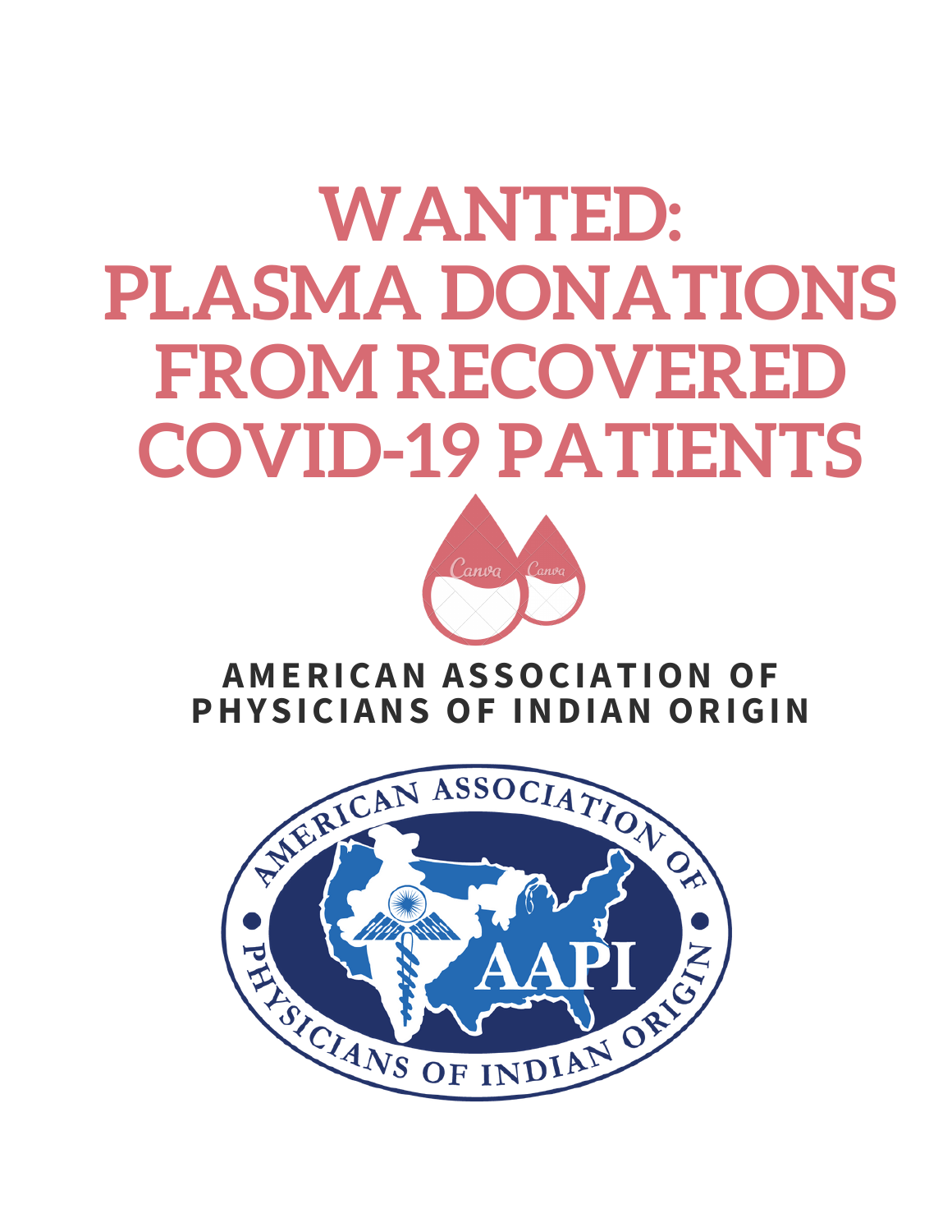# WANTED: PLASMA DONATIONS FROM RECOVERED COVID-19 PATIENTS

**AMERICAN ASSOCIATION OF PHYSICIANS OF INDIAN ORIGIN**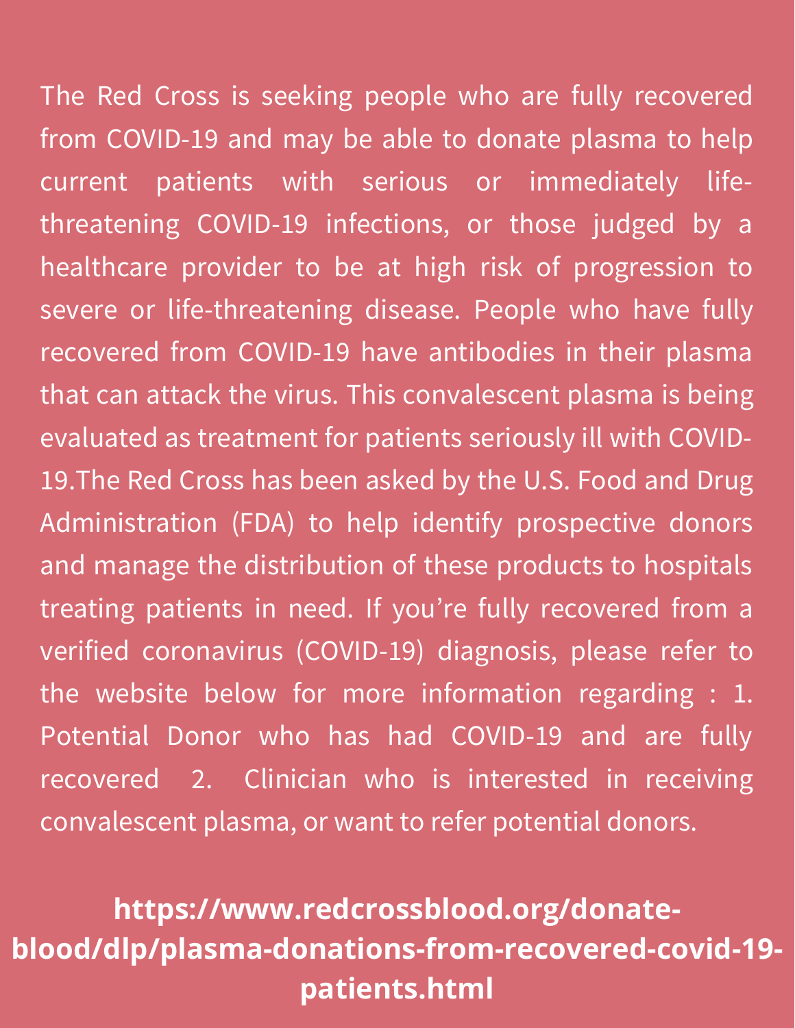The Red Cross is seeking people who are fully recovered from COVID-19 and may be able to donate plasma to help current patients with serious or immediately life-threatening COVID-19 infections, or those judged by a healthcare provider to be at high risk of progression to severe or life-threatening disease. People who have fully recovered from COVID-19 have antibodies in their plasma that can attack the virus. This convalescent plasma is being evaluated as treatment for patients seriously ill with COVID-19.The Red Cross has been asked by the U.S. Food and Drug Administration (FDA) to help identify prospective donors and manage the distribution of these products to hospitals treating patients in need. If you're fully recovered from a verified coronavirus (COVID-19) diagnosis, please refer to the website below for more information regarding : 1. Potential Donor who has had COVID-19 and are fully recovered 2. Clinician who is interested in receiving convalescent plasma, or want to refer potential donors.

**https://www.redcrossblood.org/donate-blood/dlp/plasma-donations-from-recovered-covid-19-patients.html**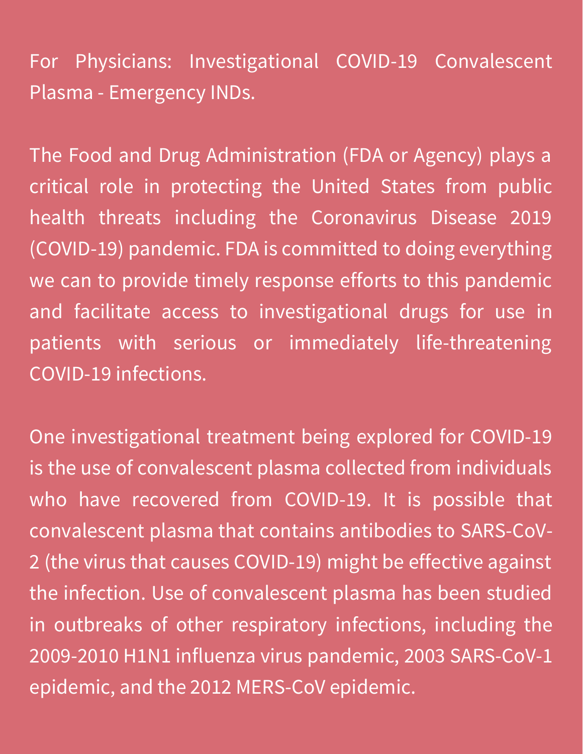For Physicians: Investigational COVID-19 Convalescent Plasma - Emergency INDs.

The Food and Drug Administration (FDA or Agency) plays a critical role in protecting the United States from public health threats including the Coronavirus Disease 2019 (COVID-19) pandemic. FDA is committed to doing everything we can to provide timely response efforts to this pandemic and facilitate access to investigational drugs for use in patients with serious or immediately life-threatening COVID-19 infections.

One investigational treatment being explored for COVID-19 is the use of convalescent plasma collected from individuals who have recovered from COVID-19. It is possible that convalescent plasma that contains antibodies to SARS-CoV-2 (the virus that causes COVID-19) might be effective against the infection. Use of convalescent plasma has been studied in outbreaks of other respiratory infections, including the 2009-2010 H1N1 influenza virus pandemic, 2003 SARS-CoV-1 epidemic, and the 2012 MERS-CoV epidemic.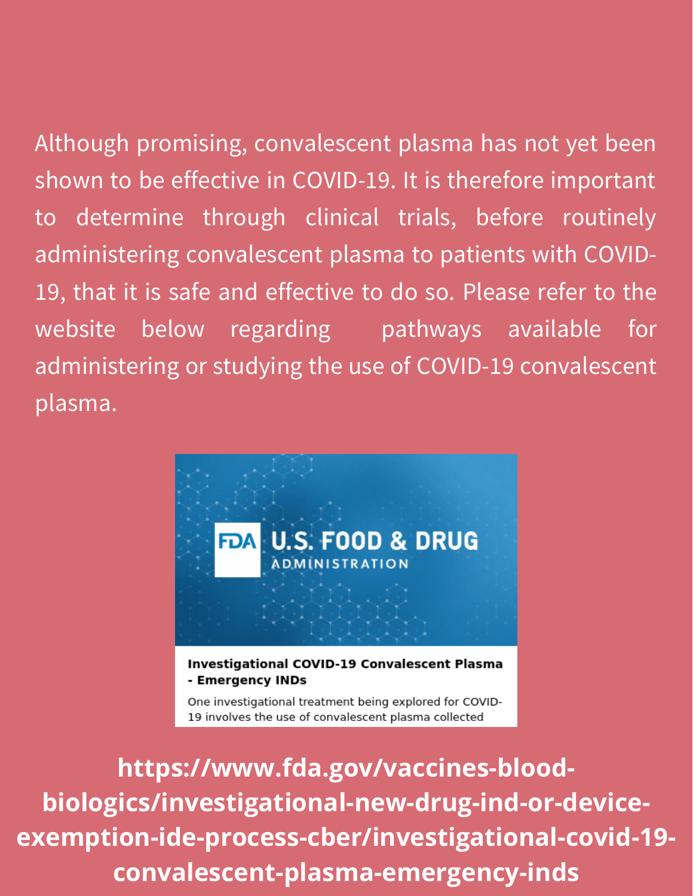Although promising, convalescent plasma has not yet been shown to be effective in COVID-19. It is therefore important to determine through clinical trials, before routinely administering convalescent plasma to patients with COVID-19, that it is safe and effective to do so. Please refer to the website below regarding pathways available for administering or studying the use of COVID-19 convalescent plasma.

FDA U.S. FOOD & DRUG ADMINISTRATION

**Investigational COVID-19 Convalescent Plasma - Emergency INDs**

One investigational treatment being explored for COVID-19 involves the use of convalescent plasma collected

**https://www.fda.gov/vaccines-blood-biologics/investigational-new-drug-ind-or-device-exemption-ide-process-cber/investigational-covid-19-convalescent-plasma-emergency-inds**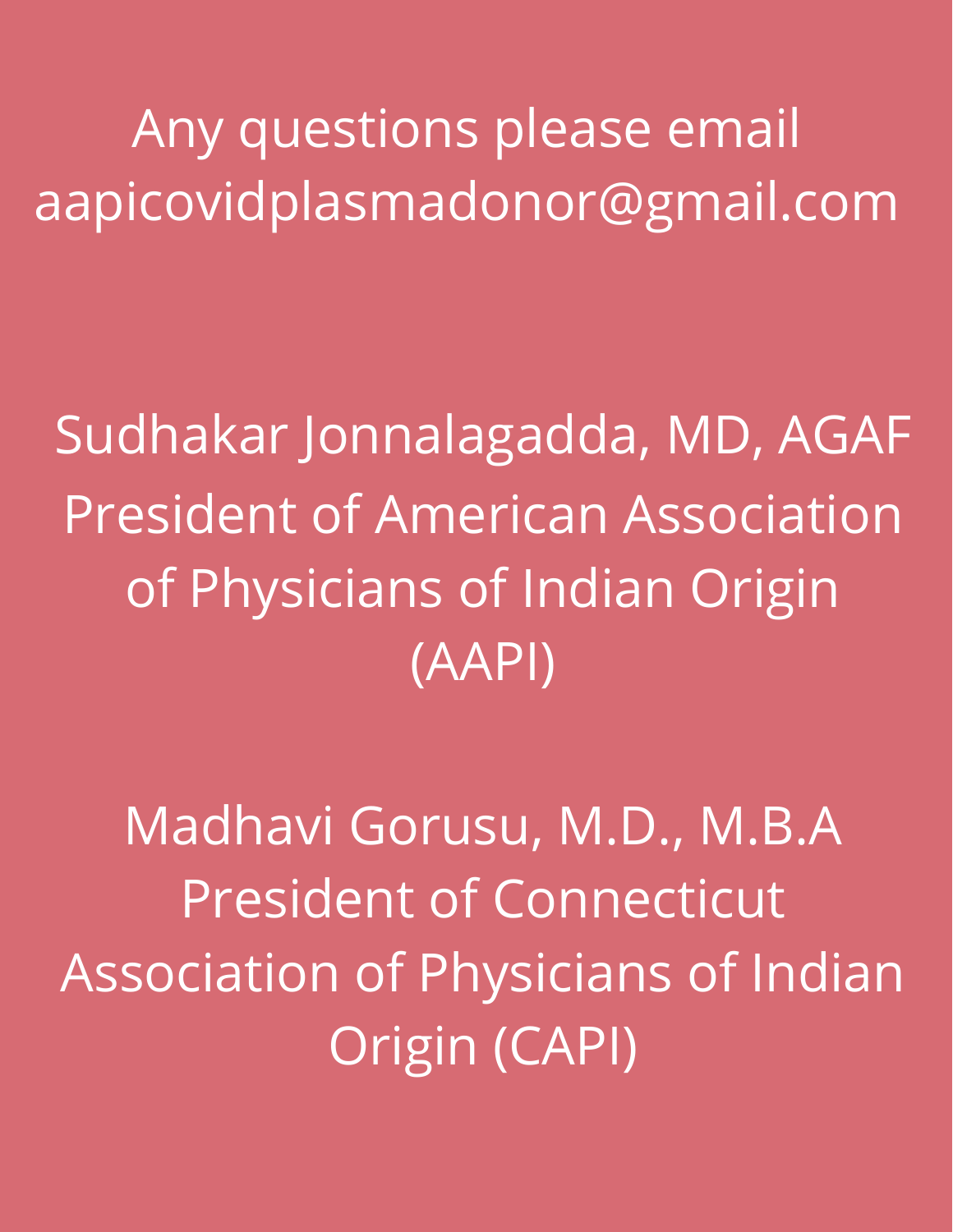Any questions please email aapicovidplasmadonor@gmail.com

Sudhakar Jonnalagadda, MD, AGAF
President of American Association of Physicians of Indian Origin (AAPI)

Madhavi Gorusu, M.D., M.B.A
President of Connecticut Association of Physicians of Indian Origin (CAPI)